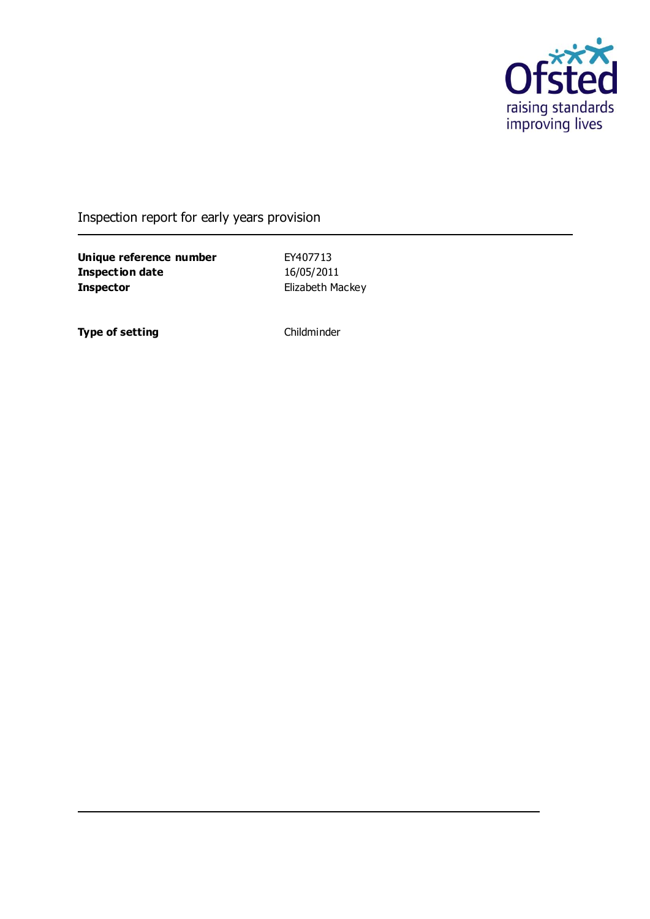Ofsted
raising standards
improving lives

# Inspection report for early years provision

| | |
|---|---|
| **Unique reference number** | EY407713 |
| **Inspection date** | 16/05/2011 |
| **Inspector** | Elizabeth Mackey |

| | |
|---|---|
| **Type of setting** | Childminder |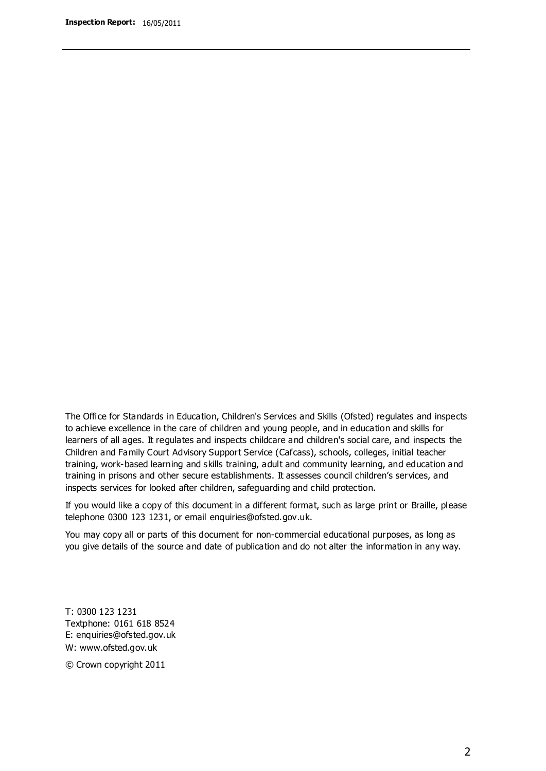The Office for Standards in Education, Children's Services and Skills (Ofsted) regulates and inspects to achieve excellence in the care of children and young people, and in education and skills for learners of all ages. It regulates and inspects childcare and children's social care, and inspects the Children and Family Court Advisory Support Service (Cafcass), schools, colleges, initial teacher training, work-based learning and skills training, adult and community learning, and education and training in prisons and other secure establishments. It assesses council children's services, and inspects services for looked after children, safeguarding and child protection.

If you would like a copy of this document in a different format, such as large print or Braille, please telephone 0300 123 1231, or email enquiries@ofsted.gov.uk.

You may copy all or parts of this document for non-commercial educational purposes, as long as you give details of the source and date of publication and do not alter the information in any way.

T: 0300 123 1231
Textphone: 0161 618 8524
E: enquiries@ofsted.gov.uk
W: www.ofsted.gov.uk

© Crown copyright 2011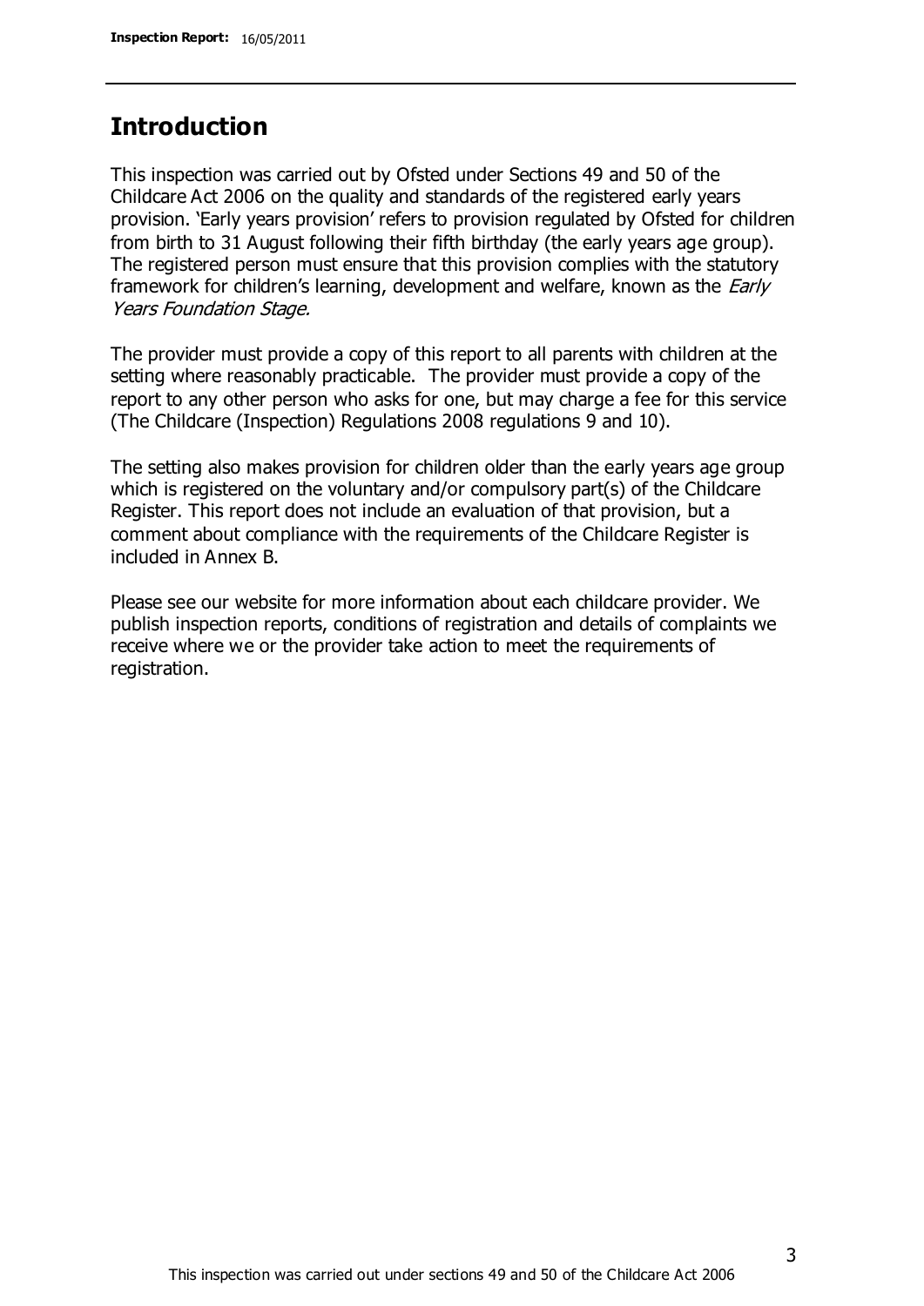## Introduction

This inspection was carried out by Ofsted under Sections 49 and 50 of the Childcare Act 2006 on the quality and standards of the registered early years provision. 'Early years provision' refers to provision regulated by Ofsted for children from birth to 31 August following their fifth birthday (the early years age group). The registered person must ensure that this provision complies with the statutory framework for children's learning, development and welfare, known as the *Early Years Foundation Stage*.

The provider must provide a copy of this report to all parents with children at the setting where reasonably practicable. The provider must provide a copy of the report to any other person who asks for one, but may charge a fee for this service (The Childcare (Inspection) Regulations 2008 regulations 9 and 10).

The setting also makes provision for children older than the early years age group which is registered on the voluntary and/or compulsory part(s) of the Childcare Register. This report does not include an evaluation of that provision, but a comment about compliance with the requirements of the Childcare Register is included in Annex B.

Please see our website for more information about each childcare provider. We publish inspection reports, conditions of registration and details of complaints we receive where we or the provider take action to meet the requirements of registration.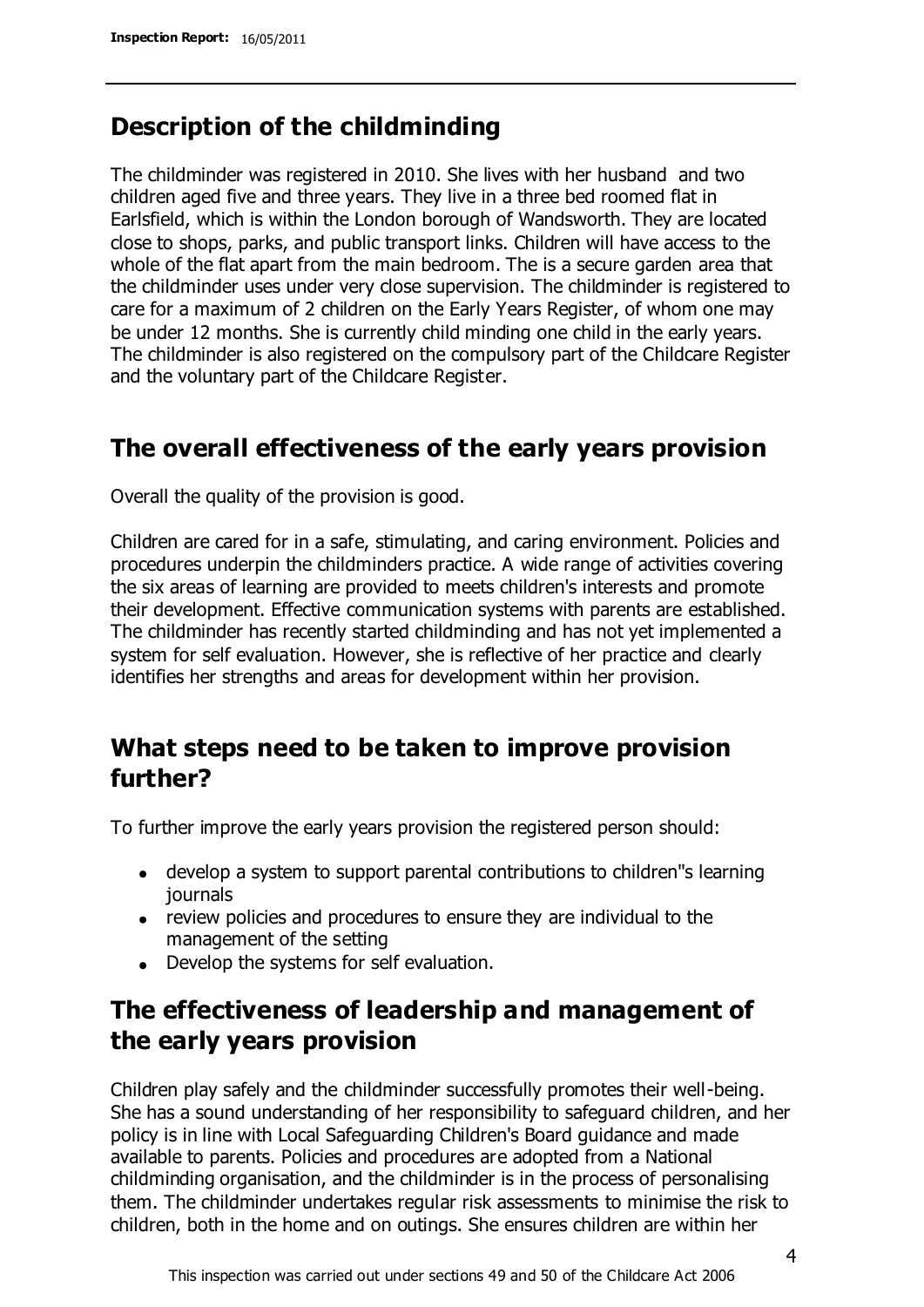## Description of the childminding

The childminder was registered in 2010. She lives with her husband and two children aged five and three years. They live in a three bed roomed flat in Earlsfield, which is within the London borough of Wandsworth. They are located close to shops, parks, and public transport links. Children will have access to the whole of the flat apart from the main bedroom. The is a secure garden area that the childminder uses under very close supervision. The childminder is registered to care for a maximum of 2 children on the Early Years Register, of whom one may be under 12 months. She is currently child minding one child in the early years. The childminder is also registered on the compulsory part of the Childcare Register and the voluntary part of the Childcare Register.

## The overall effectiveness of the early years provision

Overall the quality of the provision is good.

Children are cared for in a safe, stimulating, and caring environment. Policies and procedures underpin the childminders practice. A wide range of activities covering the six areas of learning are provided to meets children's interests and promote their development. Effective communication systems with parents are established. The childminder has recently started childminding and has not yet implemented a system for self evaluation. However, she is reflective of her practice and clearly identifies her strengths and areas for development within her provision.

## What steps need to be taken to improve provision further?

To further improve the early years provision the registered person should:

- develop a system to support parental contributions to children"s learning journals
- review policies and procedures to ensure they are individual to the management of the setting
- Develop the systems for self evaluation.

## The effectiveness of leadership and management of the early years provision

Children play safely and the childminder successfully promotes their well-being. She has a sound understanding of her responsibility to safeguard children, and her policy is in line with Local Safeguarding Children's Board guidance and made available to parents. Policies and procedures are adopted from a National childminding organisation, and the childminder is in the process of personalising them. The childminder undertakes regular risk assessments to minimise the risk to children, both in the home and on outings. She ensures children are within her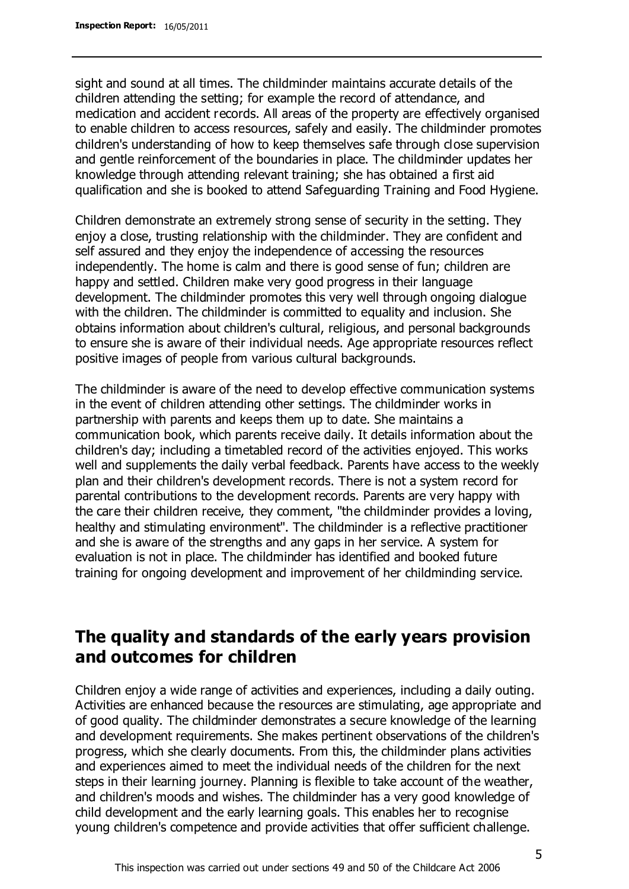sight and sound at all times. The childminder maintains accurate details of the children attending the setting; for example the record of attendance, and medication and accident records. All areas of the property are effectively organised to enable children to access resources, safely and easily. The childminder promotes children's understanding of how to keep themselves safe through close supervision and gentle reinforcement of the boundaries in place. The childminder updates her knowledge through attending relevant training; she has obtained a first aid qualification and she is booked to attend Safeguarding Training and Food Hygiene.

Children demonstrate an extremely strong sense of security in the setting. They enjoy a close, trusting relationship with the childminder. They are confident and self assured and they enjoy the independence of accessing the resources independently. The home is calm and there is good sense of fun; children are happy and settled. Children make very good progress in their language development. The childminder promotes this very well through ongoing dialogue with the children. The childminder is committed to equality and inclusion. She obtains information about children's cultural, religious, and personal backgrounds to ensure she is aware of their individual needs. Age appropriate resources reflect positive images of people from various cultural backgrounds.

The childminder is aware of the need to develop effective communication systems in the event of children attending other settings. The childminder works in partnership with parents and keeps them up to date. She maintains a communication book, which parents receive daily. It details information about the children's day; including a timetabled record of the activities enjoyed. This works well and supplements the daily verbal feedback. Parents have access to the weekly plan and their children's development records. There is not a system record for parental contributions to the development records. Parents are very happy with the care their children receive, they comment, "the childminder provides a loving, healthy and stimulating environment". The childminder is a reflective practitioner and she is aware of the strengths and any gaps in her service. A system for evaluation is not in place. The childminder has identified and booked future training for ongoing development and improvement of her childminding service.

## The quality and standards of the early years provision and outcomes for children

Children enjoy a wide range of activities and experiences, including a daily outing. Activities are enhanced because the resources are stimulating, age appropriate and of good quality. The childminder demonstrates a secure knowledge of the learning and development requirements. She makes pertinent observations of the children's progress, which she clearly documents. From this, the childminder plans activities and experiences aimed to meet the individual needs of the children for the next steps in their learning journey. Planning is flexible to take account of the weather, and children's moods and wishes. The childminder has a very good knowledge of child development and the early learning goals. This enables her to recognise young children's competence and provide activities that offer sufficient challenge.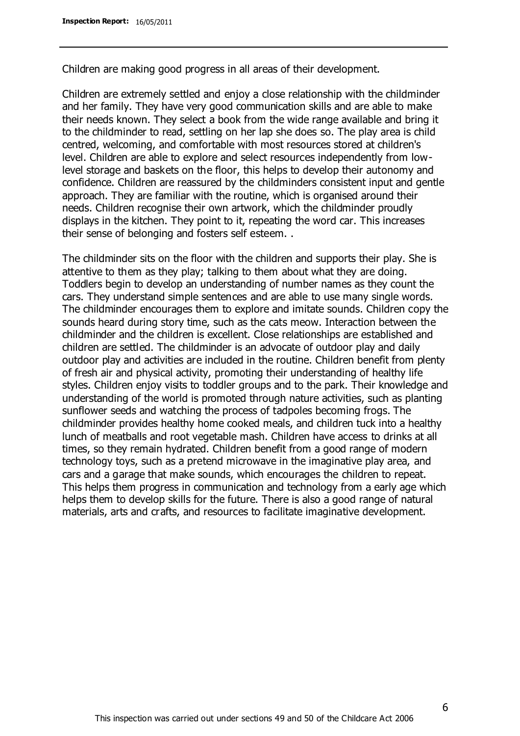Children are making good progress in all areas of their development.

Children are extremely settled and enjoy a close relationship with the childminder and her family. They have very good communication skills and are able to make their needs known. They select a book from the wide range available and bring it to the childminder to read, settling on her lap she does so. The play area is child centred, welcoming, and comfortable with most resources stored at children's level. Children are able to explore and select resources independently from low-level storage and baskets on the floor, this helps to develop their autonomy and confidence. Children are reassured by the childminders consistent input and gentle approach. They are familiar with the routine, which is organised around their needs. Children recognise their own artwork, which the childminder proudly displays in the kitchen. They point to it, repeating the word car. This increases their sense of belonging and fosters self esteem. .

The childminder sits on the floor with the children and supports their play. She is attentive to them as they play; talking to them about what they are doing. Toddlers begin to develop an understanding of number names as they count the cars. They understand simple sentences and are able to use many single words. The childminder encourages them to explore and imitate sounds. Children copy the sounds heard during story time, such as the cats meow. Interaction between the childminder and the children is excellent. Close relationships are established and children are settled. The childminder is an advocate of outdoor play and daily outdoor play and activities are included in the routine. Children benefit from plenty of fresh air and physical activity, promoting their understanding of healthy life styles. Children enjoy visits to toddler groups and to the park. Their knowledge and understanding of the world is promoted through nature activities, such as planting sunflower seeds and watching the process of tadpoles becoming frogs. The childminder provides healthy home cooked meals, and children tuck into a healthy lunch of meatballs and root vegetable mash. Children have access to drinks at all times, so they remain hydrated. Children benefit from a good range of modern technology toys, such as a pretend microwave in the imaginative play area, and cars and a garage that make sounds, which encourages the children to repeat. This helps them progress in communication and technology from a early age which helps them to develop skills for the future. There is also a good range of natural materials, arts and crafts, and resources to facilitate imaginative development.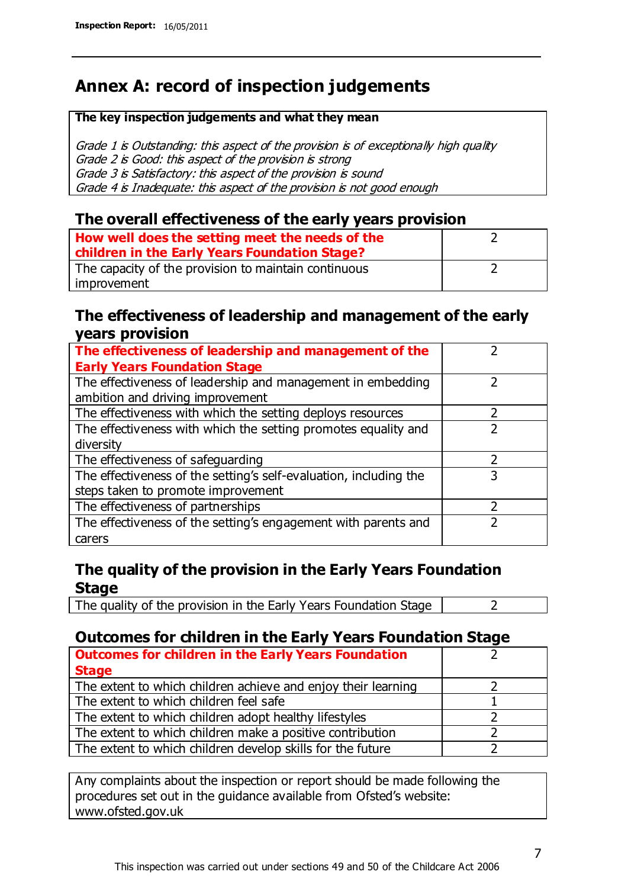# Annex A: record of inspection judgements

**The key inspection judgements and what they mean**

*Grade 1 is Outstanding: this aspect of the provision is of exceptionally high quality*
*Grade 2 is Good: this aspect of the provision is strong*
*Grade 3 is Satisfactory: this aspect of the provision is sound*
*Grade 4 is Inadequate: this aspect of the provision is not good enough*

## The overall effectiveness of the early years provision

| | |
|---|---|
| **How well does the setting meet the needs of the children in the Early Years Foundation Stage?** | 2 |
| The capacity of the provision to maintain continuous improvement | 2 |

## The effectiveness of leadership and management of the early years provision

| | |
|---|---|
| **The effectiveness of leadership and management of the Early Years Foundation Stage** | 2 |
| The effectiveness of leadership and management in embedding ambition and driving improvement | 2 |
| The effectiveness with which the setting deploys resources | 2 |
| The effectiveness with which the setting promotes equality and diversity | 2 |
| The effectiveness of safeguarding | 2 |
| The effectiveness of the setting's self-evaluation, including the steps taken to promote improvement | 3 |
| The effectiveness of partnerships | 2 |
| The effectiveness of the setting's engagement with parents and carers | 2 |

## The quality of the provision in the Early Years Foundation Stage

| | |
|---|---|
| The quality of the provision in the Early Years Foundation Stage | 2 |

## Outcomes for children in the Early Years Foundation Stage

| | |
|---|---|
| **Outcomes for children in the Early Years Foundation Stage** | 2 |
| The extent to which children achieve and enjoy their learning | 2 |
| The extent to which children feel safe | 1 |
| The extent to which children adopt healthy lifestyles | 2 |
| The extent to which children make a positive contribution | 2 |
| The extent to which children develop skills for the future | 2 |

Any complaints about the inspection or report should be made following the procedures set out in the guidance available from Ofsted's website: www.ofsted.gov.uk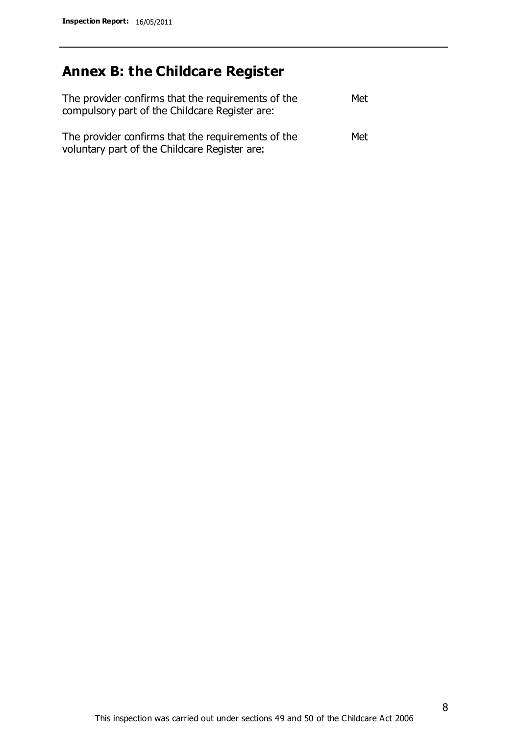## Annex B: the Childcare Register

| | |
|---|---|
| The provider confirms that the requirements of the compulsory part of the Childcare Register are: | Met |
| The provider confirms that the requirements of the voluntary part of the Childcare Register are: | Met |

This inspection was carried out under sections 49 and 50 of the Childcare Act 2006